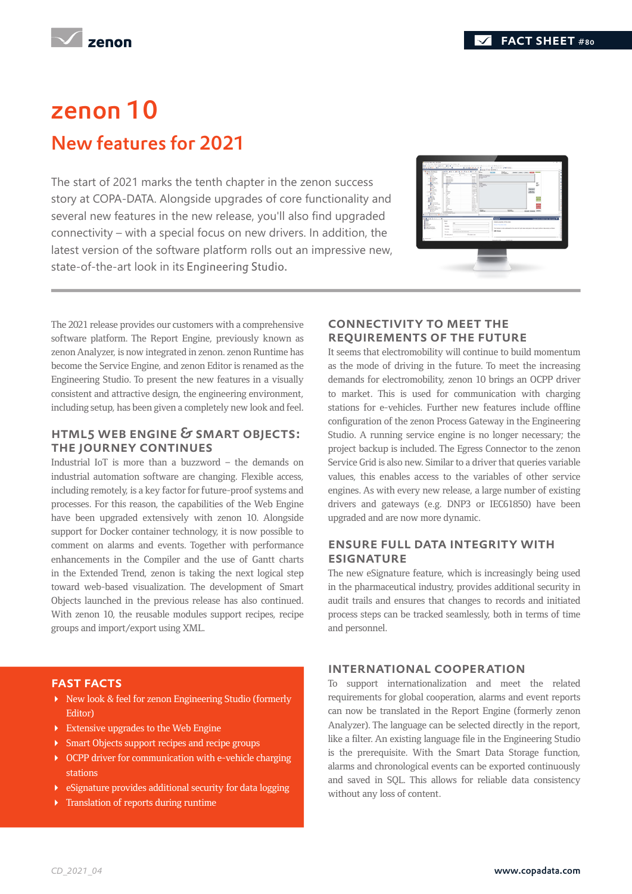# zenon 10

## New features for 2021

The start of 2021 marks the tenth chapter in the zenon success story at COPA-DATA. Alongside upgrades of core functionality and several new features in the new release, you'll also find upgraded connectivity – with a special focus on new drivers. In addition, the latest version of the software platform rolls out an impressive new, state-of-the-art look in its Engineering Studio.

The 2021 release provides our customers with a comprehensive software platform. The Report Engine, previously known as zenon Analyzer, is now integrated in zenon. zenon Runtime has become the Service Engine, and zenon Editor is renamed as the Engineering Studio. To present the new features in a visually consistent and attractive design, the engineering environment, including setup, has been given a completely new look and feel.

### HTML5 WEB ENGINE & SMART OBJECTS: THE JOURNEY CONTINUES

Industrial IoT is more than a buzzword – the demands on industrial automation software are changing. Flexible access, including remotely, is a key factor for future-proof systems and processes. For this reason, the capabilities of the Web Engine have been upgraded extensively with zenon 10. Alongside support for Docker container technology, it is now possible to comment on alarms and events. Together with performance enhancements in the Compiler and the use of Gantt charts in the Extended Trend, zenon is taking the next logical step toward web-based visualization. The development of Smart Objects launched in the previous release has also continued. With zenon 10, the reusable modules support recipes, recipe groups and import/export using XML.

### FAST FACTS

- New look & feel for zenon Engineering Studio (formerly Editor)
- Extensive upgrades to the Web Engine
- Smart Objects support recipes and recipe groups
- OCPP driver for communication with e-vehicle charging stations
- eSignature provides additional security for data logging
- Translation of reports during runtime

### CONNECTIVITY TO MEET THE REQUIREMENTS OF THE FUTURE

It seems that electromobility will continue to build momentum as the mode of driving in the future. To meet the increasing demands for electromobility, zenon 10 brings an OCPP driver to market. This is used for communication with charging stations for e-vehicles. Further new features include offline configuration of the zenon Process Gateway in the Engineering Studio. A running service engine is no longer necessary; the project backup is included. The Egress Connector to the zenon Service Grid is also new. Similar to a driver that queries variable values, this enables access to the variables of other service engines. As with every new release, a large number of existing drivers and gateways (e.g. DNP3 or IEC61850) have been upgraded and are now more dynamic.

### ENSURE FULL DATA INTEGRITY WITH ESIGNATURE

The new eSignature feature, which is increasingly being used in the pharmaceutical industry, provides additional security in audit trails and ensures that changes to records and initiated process steps can be tracked seamlessly, both in terms of time and personnel.

### INTERNATIONAL COOPERATION

To support internationalization and meet the related requirements for global cooperation, alarms and event reports can now be translated in the Report Engine (formerly zenon Analyzer). The language can be selected directly in the report, like a filter. An existing language file in the Engineering Studio is the prerequisite. With the Smart Data Storage function, alarms and chronological events can be exported continuously and saved in SQL. This allows for reliable data consistency without any loss of content.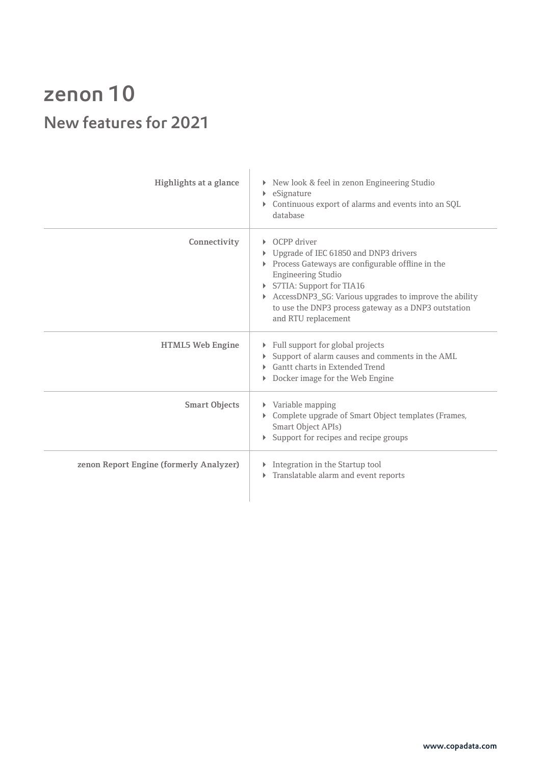# zenon 10

## New features for 2021

| | |
|---|---|
| **Highlights at a glance** | ‣ New look & feel in zenon Engineering Studio<br>‣ eSignature<br>‣ Continuous export of alarms and events into an SQL database |
| **Connectivity** | ‣ OCPP driver<br>‣ Upgrade of IEC 61850 and DNP3 drivers<br>‣ Process Gateways are configurable offline in the Engineering Studio<br>‣ S7TIA: Support for TIA16<br>‣ AccessDNP3_SG: Various upgrades to improve the ability to use the DNP3 process gateway as a DNP3 outstation and RTU replacement |
| **HTML5 Web Engine** | ‣ Full support for global projects<br>‣ Support of alarm causes and comments in the AML<br>‣ Gantt charts in Extended Trend<br>‣ Docker image for the Web Engine |
| **Smart Objects** | ‣ Variable mapping<br>‣ Complete upgrade of Smart Object templates (Frames, Smart Object APIs)<br>‣ Support for recipes and recipe groups |
| **zenon Report Engine (formerly Analyzer)** | ‣ Integration in the Startup tool<br>‣ Translatable alarm and event reports |